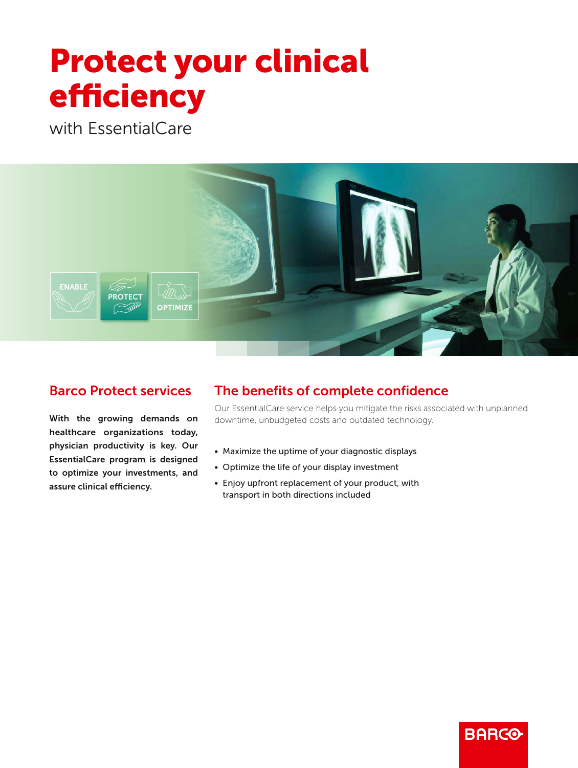# Protect your clinical efficiency

with EssentialCare

ENABLE PROTECT OPTIMIZE

## Barco Protect services

**With the growing demands on healthcare organizations today, physician productivity is key. Our EssentialCare program is designed to optimize your investments, and assure clinical efficiency.**

## The benefits of complete confidence

Our EssentialCare service helps you mitigate the risks associated with unplanned downtime, unbudgeted costs and outdated technology.

- Maximize the uptime of your diagnostic displays
- Optimize the life of your display investment
- Enjoy upfront replacement of your product, with transport in both directions included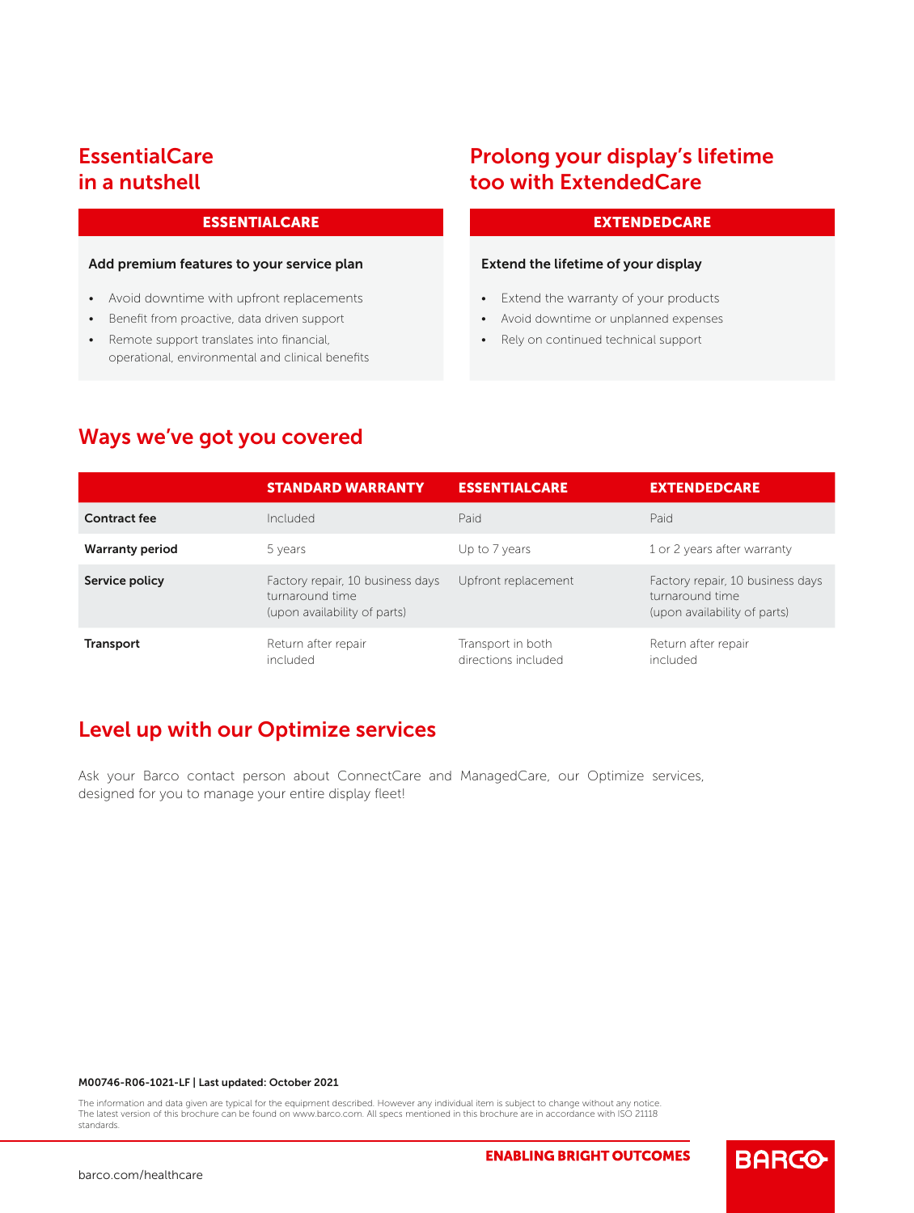## EssentialCare in a nutshell

**ESSENTIALCARE**

**Add premium features to your service plan**

- Avoid downtime with upfront replacements
- Benefit from proactive, data driven support
- Remote support translates into financial, operational, environmental and clinical benefits

## Prolong your display's lifetime too with ExtendedCare

**EXTENDEDCARE**

**Extend the lifetime of your display**

- Extend the warranty of your products
- Avoid downtime or unplanned expenses
- Rely on continued technical support

## Ways we've got you covered

| | STANDARD WARRANTY | ESSENTIALCARE | EXTENDEDCARE |
|---|---|---|---|
| **Contract fee** | Included | Paid | Paid |
| **Warranty period** | 5 years | Up to 7 years | 1 or 2 years after warranty |
| **Service policy** | Factory repair, 10 business days turnaround time (upon availability of parts) | Upfront replacement | Factory repair, 10 business days turnaround time (upon availability of parts) |
| **Transport** | Return after repair included | Transport in both directions included | Return after repair included |

## Level up with our Optimize services

Ask your Barco contact person about ConnectCare and ManagedCare, our Optimize services, designed for you to manage your entire display fleet!

**M00746-R06-1021-LF | Last updated: October 2021**

The information and data given are typical for the equipment described. However any individual item is subject to change without any notice. The latest version of this brochure can be found on www.barco.com. All specs mentioned in this brochure are in accordance with ISO 21118 standards.

**ENABLING BRIGHT OUTCOMES**

BARCO

barco.com/healthcare